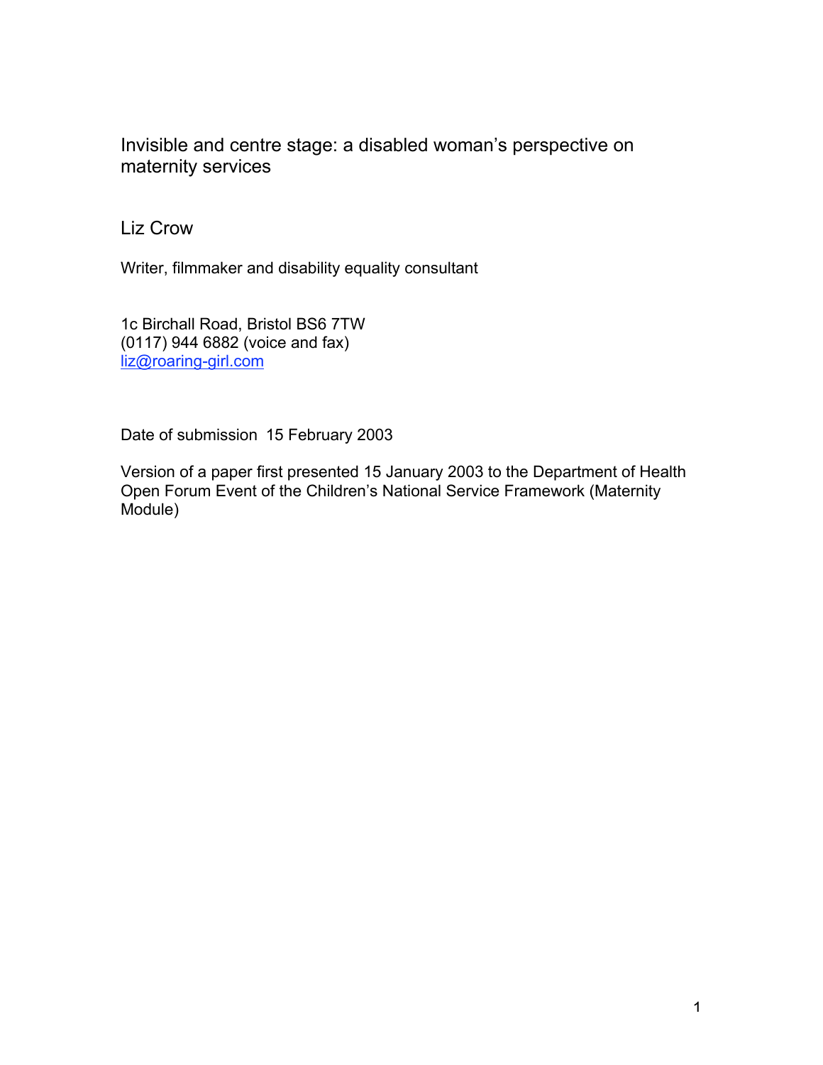# Invisible and centre stage: a disabled woman's perspective on maternity services

Liz Crow

Writer, filmmaker and disability equality consultant

1c Birchall Road, Bristol BS6 7TW
(0117) 944 6882 (voice and fax)
liz@roaring-girl.com

Date of submission 15 February 2003

Version of a paper first presented 15 January 2003 to the Department of Health Open Forum Event of the Children's National Service Framework (Maternity Module)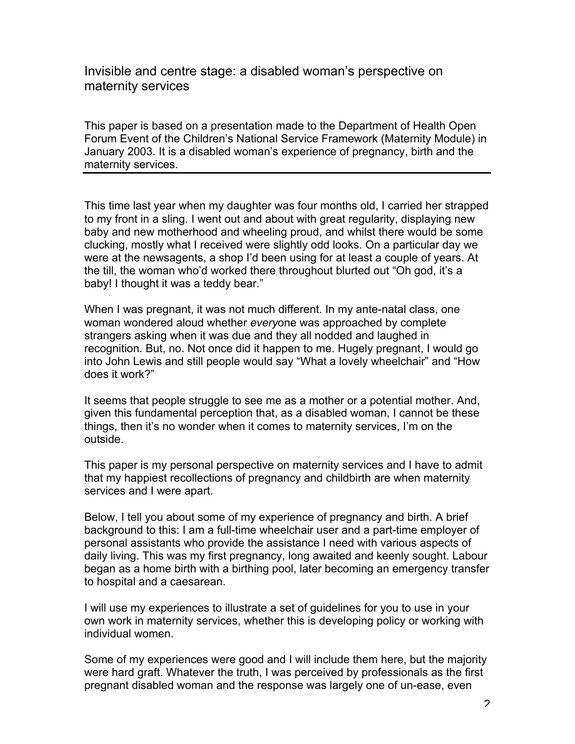# Invisible and centre stage: a disabled woman's perspective on maternity services

This paper is based on a presentation made to the Department of Health Open Forum Event of the Children's National Service Framework (Maternity Module) in January 2003. It is a disabled woman's experience of pregnancy, birth and the maternity services.

---

This time last year when my daughter was four months old, I carried her strapped to my front in a sling. I went out and about with great regularity, displaying new baby and new motherhood and wheeling proud, and whilst there would be some clucking, mostly what I received were slightly odd looks. On a particular day we were at the newsagents, a shop I'd been using for at least a couple of years. At the till, the woman who'd worked there throughout blurted out "Oh god, it's a baby! I thought it was a teddy bear."

When I was pregnant, it was not much different. In my ante-natal class, one woman wondered aloud whether *every*one was approached by complete strangers asking when it was due and they all nodded and laughed in recognition. But, no. Not once did it happen to me. Hugely pregnant, I would go into John Lewis and still people would say "What a lovely wheelchair" and "How does it work?"

It seems that people struggle to see me as a mother or a potential mother. And, given this fundamental perception that, as a disabled woman, I cannot be these things, then it's no wonder when it comes to maternity services, I'm on the outside.

This paper is my personal perspective on maternity services and I have to admit that my happiest recollections of pregnancy and childbirth are when maternity services and I were apart.

Below, I tell you about some of my experience of pregnancy and birth. A brief background to this: I am a full-time wheelchair user and a part-time employer of personal assistants who provide the assistance I need with various aspects of daily living. This was my first pregnancy, long awaited and keenly sought. Labour began as a home birth with a birthing pool, later becoming an emergency transfer to hospital and a caesarean.

I will use my experiences to illustrate a set of guidelines for you to use in your own work in maternity services, whether this is developing policy or working with individual women.

Some of my experiences were good and I will include them here, but the majority were hard graft. Whatever the truth, I was perceived by professionals as the first pregnant disabled woman and the response was largely one of un-ease, even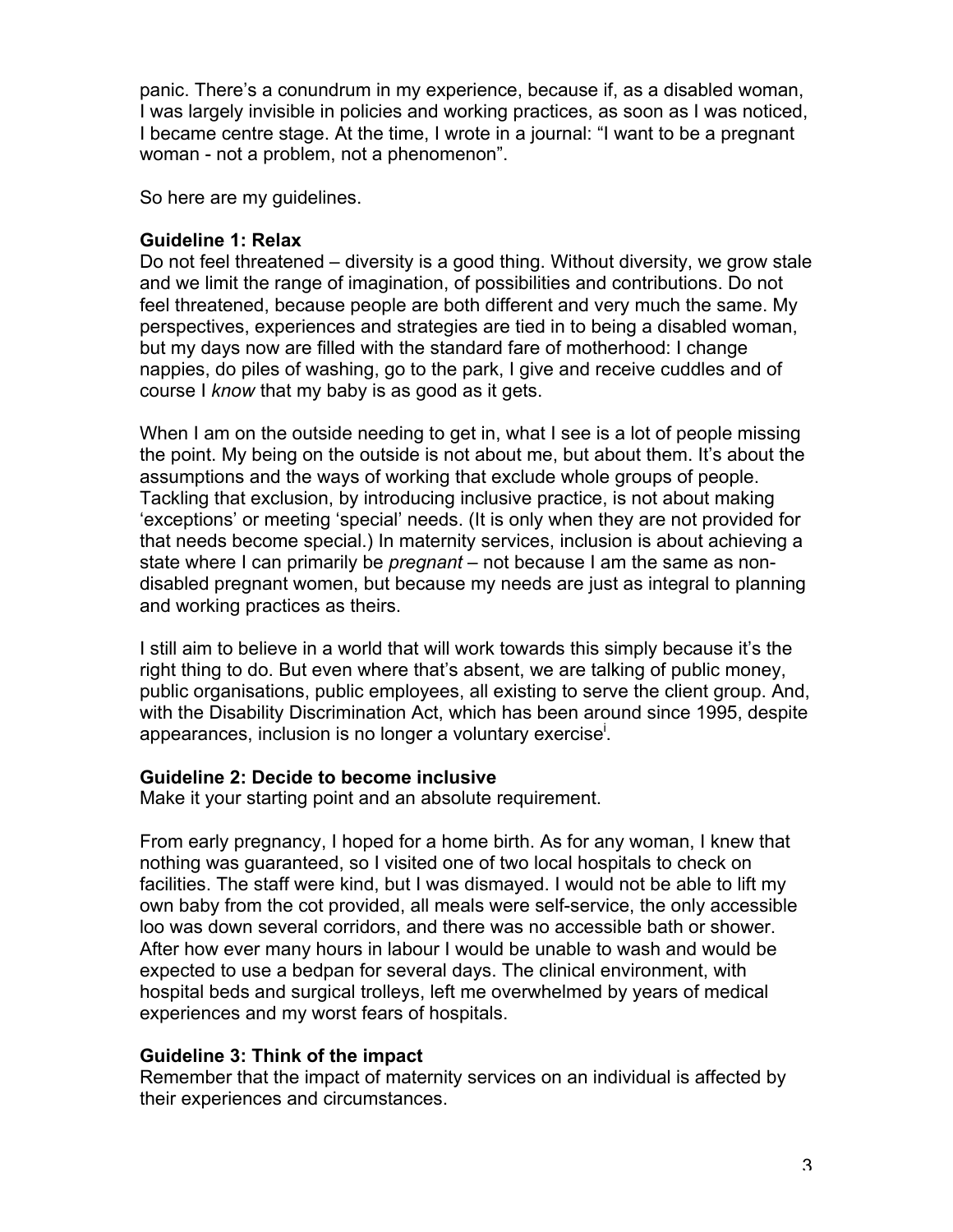panic. There's a conundrum in my experience, because if, as a disabled woman, I was largely invisible in policies and working practices, as soon as I was noticed, I became centre stage. At the time, I wrote in a journal: "I want to be a pregnant woman - not a problem, not a phenomenon".

So here are my guidelines.

**Guideline 1: Relax**

Do not feel threatened – diversity is a good thing. Without diversity, we grow stale and we limit the range of imagination, of possibilities and contributions. Do not feel threatened, because people are both different and very much the same. My perspectives, experiences and strategies are tied in to being a disabled woman, but my days now are filled with the standard fare of motherhood: I change nappies, do piles of washing, go to the park, I give and receive cuddles and of course I *know* that my baby is as good as it gets.

When I am on the outside needing to get in, what I see is a lot of people missing the point. My being on the outside is not about me, but about them. It's about the assumptions and the ways of working that exclude whole groups of people. Tackling that exclusion, by introducing inclusive practice, is not about making 'exceptions' or meeting 'special' needs. (It is only when they are not provided for that needs become special.) In maternity services, inclusion is about achieving a state where I can primarily be *pregnant* – not because I am the same as non-disabled pregnant women, but because my needs are just as integral to planning and working practices as theirs.

I still aim to believe in a world that will work towards this simply because it's the right thing to do. But even where that's absent, we are talking of public money, public organisations, public employees, all existing to serve the client group. And, with the Disability Discrimination Act, which has been around since 1995, despite appearances, inclusion is no longer a voluntary exercise[i].

**Guideline 2: Decide to become inclusive**

Make it your starting point and an absolute requirement.

From early pregnancy, I hoped for a home birth. As for any woman, I knew that nothing was guaranteed, so I visited one of two local hospitals to check on facilities. The staff were kind, but I was dismayed. I would not be able to lift my own baby from the cot provided, all meals were self-service, the only accessible loo was down several corridors, and there was no accessible bath or shower. After how ever many hours in labour I would be unable to wash and would be expected to use a bedpan for several days. The clinical environment, with hospital beds and surgical trolleys, left me overwhelmed by years of medical experiences and my worst fears of hospitals.

**Guideline 3: Think of the impact**

Remember that the impact of maternity services on an individual is affected by their experiences and circumstances.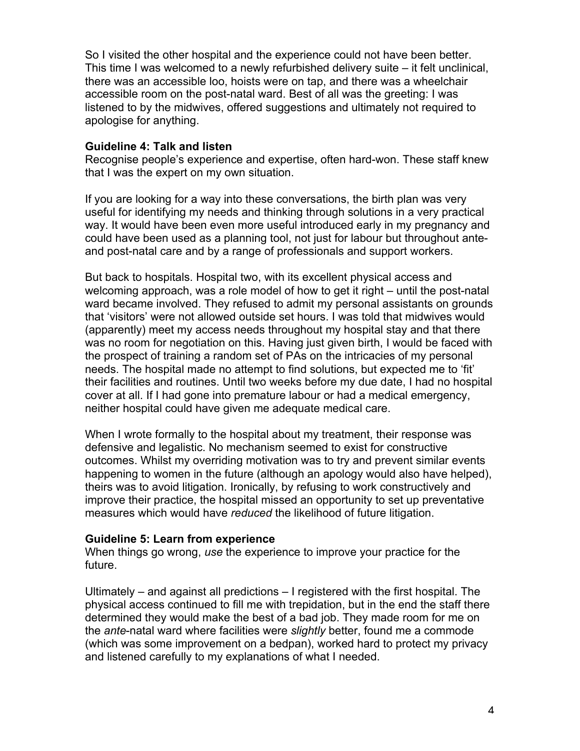So I visited the other hospital and the experience could not have been better. This time I was welcomed to a newly refurbished delivery suite – it felt unclinical, there was an accessible loo, hoists were on tap, and there was a wheelchair accessible room on the post-natal ward. Best of all was the greeting: I was listened to by the midwives, offered suggestions and ultimately not required to apologise for anything.

**Guideline 4: Talk and listen**
Recognise people's experience and expertise, often hard-won. These staff knew that I was the expert on my own situation.

If you are looking for a way into these conversations, the birth plan was very useful for identifying my needs and thinking through solutions in a very practical way. It would have been even more useful introduced early in my pregnancy and could have been used as a planning tool, not just for labour but throughout ante- and post-natal care and by a range of professionals and support workers.

But back to hospitals. Hospital two, with its excellent physical access and welcoming approach, was a role model of how to get it right – until the post-natal ward became involved. They refused to admit my personal assistants on grounds that 'visitors' were not allowed outside set hours. I was told that midwives would (apparently) meet my access needs throughout my hospital stay and that there was no room for negotiation on this. Having just given birth, I would be faced with the prospect of training a random set of PAs on the intricacies of my personal needs. The hospital made no attempt to find solutions, but expected me to 'fit' their facilities and routines. Until two weeks before my due date, I had no hospital cover at all. If I had gone into premature labour or had a medical emergency, neither hospital could have given me adequate medical care.

When I wrote formally to the hospital about my treatment, their response was defensive and legalistic. No mechanism seemed to exist for constructive outcomes. Whilst my overriding motivation was to try and prevent similar events happening to women in the future (although an apology would also have helped), theirs was to avoid litigation. Ironically, by refusing to work constructively and improve their practice, the hospital missed an opportunity to set up preventative measures which would have *reduced* the likelihood of future litigation.

**Guideline 5: Learn from experience**
When things go wrong, *use* the experience to improve your practice for the future.

Ultimately – and against all predictions – I registered with the first hospital. The physical access continued to fill me with trepidation, but in the end the staff there determined they would make the best of a bad job. They made room for me on the *ante*-natal ward where facilities were *slightly* better, found me a commode (which was some improvement on a bedpan), worked hard to protect my privacy and listened carefully to my explanations of what I needed.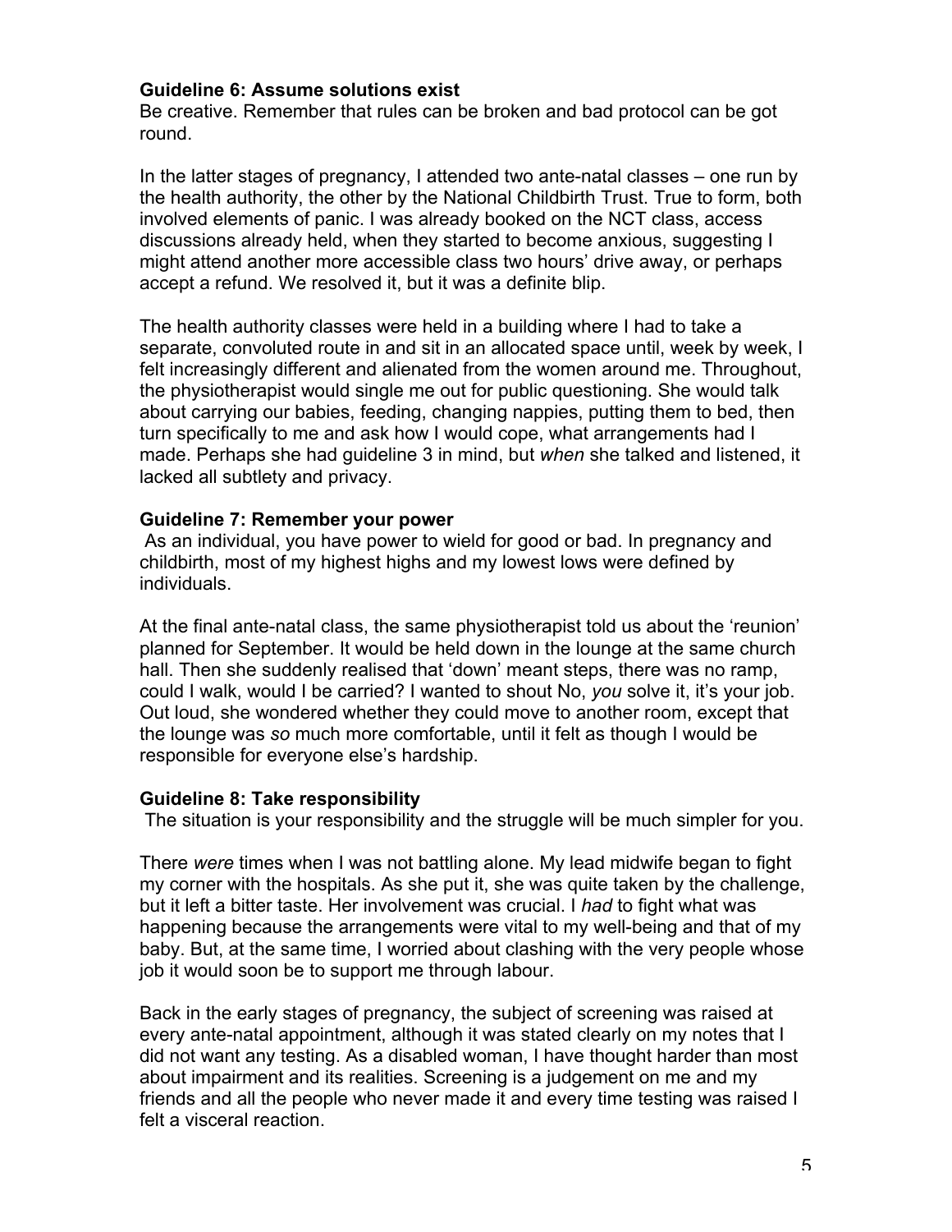**Guideline 6: Assume solutions exist**
Be creative. Remember that rules can be broken and bad protocol can be got round.

In the latter stages of pregnancy, I attended two ante-natal classes – one run by the health authority, the other by the National Childbirth Trust. True to form, both involved elements of panic. I was already booked on the NCT class, access discussions already held, when they started to become anxious, suggesting I might attend another more accessible class two hours' drive away, or perhaps accept a refund. We resolved it, but it was a definite blip.

The health authority classes were held in a building where I had to take a separate, convoluted route in and sit in an allocated space until, week by week, I felt increasingly different and alienated from the women around me. Throughout, the physiotherapist would single me out for public questioning. She would talk about carrying our babies, feeding, changing nappies, putting them to bed, then turn specifically to me and ask how I would cope, what arrangements had I made. Perhaps she had guideline 3 in mind, but *when* she talked and listened, it lacked all subtlety and privacy.

**Guideline 7: Remember your power**
As an individual, you have power to wield for good or bad. In pregnancy and childbirth, most of my highest highs and my lowest lows were defined by individuals.

At the final ante-natal class, the same physiotherapist told us about the 'reunion' planned for September. It would be held down in the lounge at the same church hall. Then she suddenly realised that 'down' meant steps, there was no ramp, could I walk, would I be carried? I wanted to shout No, *you* solve it, it's your job. Out loud, she wondered whether they could move to another room, except that the lounge was *so* much more comfortable, until it felt as though I would be responsible for everyone else's hardship.

**Guideline 8: Take responsibility**
The situation is your responsibility and the struggle will be much simpler for you.

There *were* times when I was not battling alone. My lead midwife began to fight my corner with the hospitals. As she put it, she was quite taken by the challenge, but it left a bitter taste. Her involvement was crucial. I *had* to fight what was happening because the arrangements were vital to my well-being and that of my baby. But, at the same time, I worried about clashing with the very people whose job it would soon be to support me through labour.

Back in the early stages of pregnancy, the subject of screening was raised at every ante-natal appointment, although it was stated clearly on my notes that I did not want any testing. As a disabled woman, I have thought harder than most about impairment and its realities. Screening is a judgement on me and my friends and all the people who never made it and every time testing was raised I felt a visceral reaction.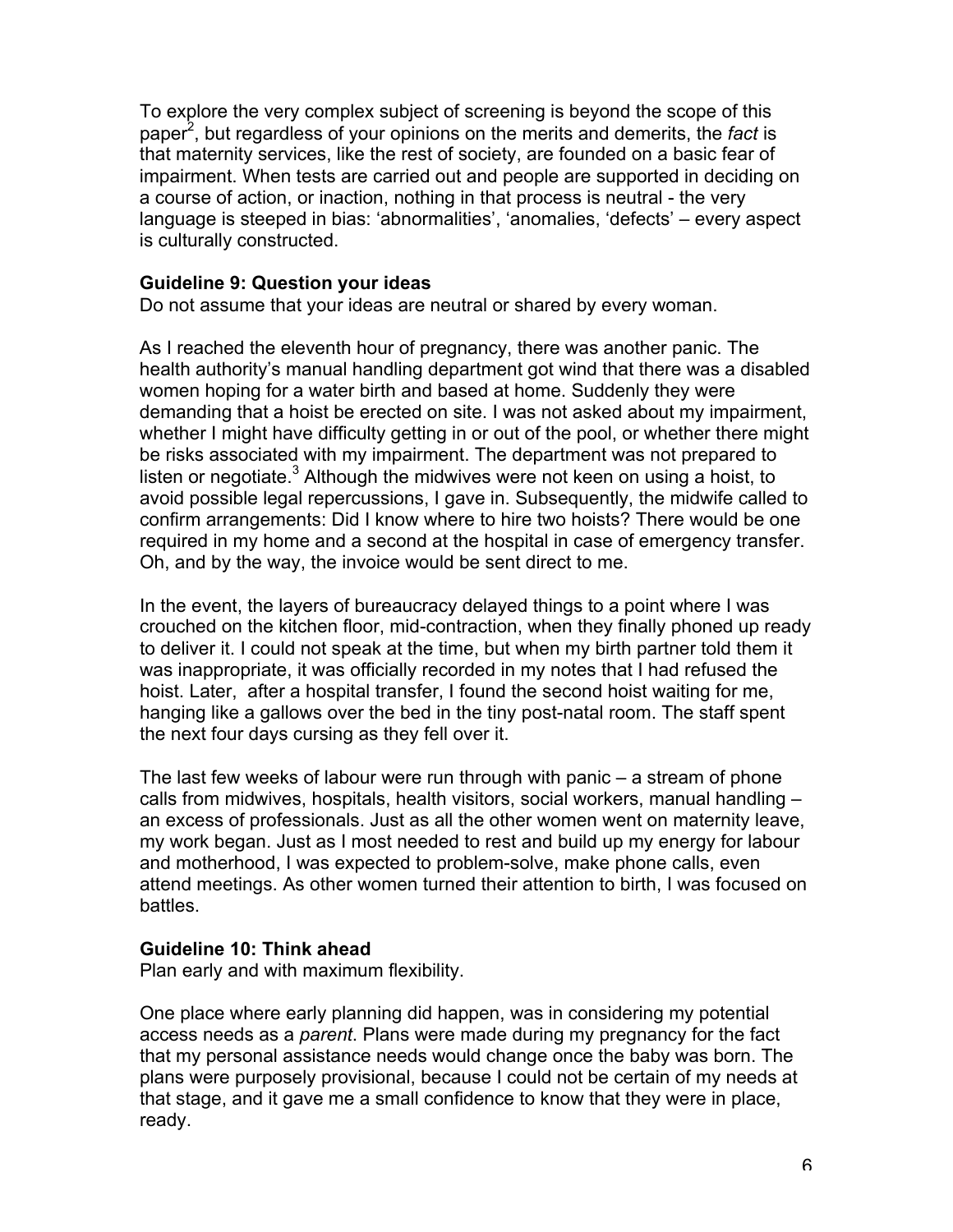To explore the very complex subject of screening is beyond the scope of this paper[2], but regardless of your opinions on the merits and demerits, the *fact* is that maternity services, like the rest of society, are founded on a basic fear of impairment. When tests are carried out and people are supported in deciding on a course of action, or inaction, nothing in that process is neutral - the very language is steeped in bias: 'abnormalities', 'anomalies, 'defects' – every aspect is culturally constructed.

**Guideline 9: Question your ideas**
Do not assume that your ideas are neutral or shared by every woman.

As I reached the eleventh hour of pregnancy, there was another panic. The health authority's manual handling department got wind that there was a disabled women hoping for a water birth and based at home. Suddenly they were demanding that a hoist be erected on site. I was not asked about my impairment, whether I might have difficulty getting in or out of the pool, or whether there might be risks associated with my impairment. The department was not prepared to listen or negotiate.[3] Although the midwives were not keen on using a hoist, to avoid possible legal repercussions, I gave in. Subsequently, the midwife called to confirm arrangements: Did I know where to hire two hoists? There would be one required in my home and a second at the hospital in case of emergency transfer. Oh, and by the way, the invoice would be sent direct to me.

In the event, the layers of bureaucracy delayed things to a point where I was crouched on the kitchen floor, mid-contraction, when they finally phoned up ready to deliver it. I could not speak at the time, but when my birth partner told them it was inappropriate, it was officially recorded in my notes that I had refused the hoist. Later, after a hospital transfer, I found the second hoist waiting for me, hanging like a gallows over the bed in the tiny post-natal room. The staff spent the next four days cursing as they fell over it.

The last few weeks of labour were run through with panic – a stream of phone calls from midwives, hospitals, health visitors, social workers, manual handling – an excess of professionals. Just as all the other women went on maternity leave, my work began. Just as I most needed to rest and build up my energy for labour and motherhood, I was expected to problem-solve, make phone calls, even attend meetings. As other women turned their attention to birth, I was focused on battles.

**Guideline 10: Think ahead**
Plan early and with maximum flexibility.

One place where early planning did happen, was in considering my potential access needs as a *parent*. Plans were made during my pregnancy for the fact that my personal assistance needs would change once the baby was born. The plans were purposely provisional, because I could not be certain of my needs at that stage, and it gave me a small confidence to know that they were in place, ready.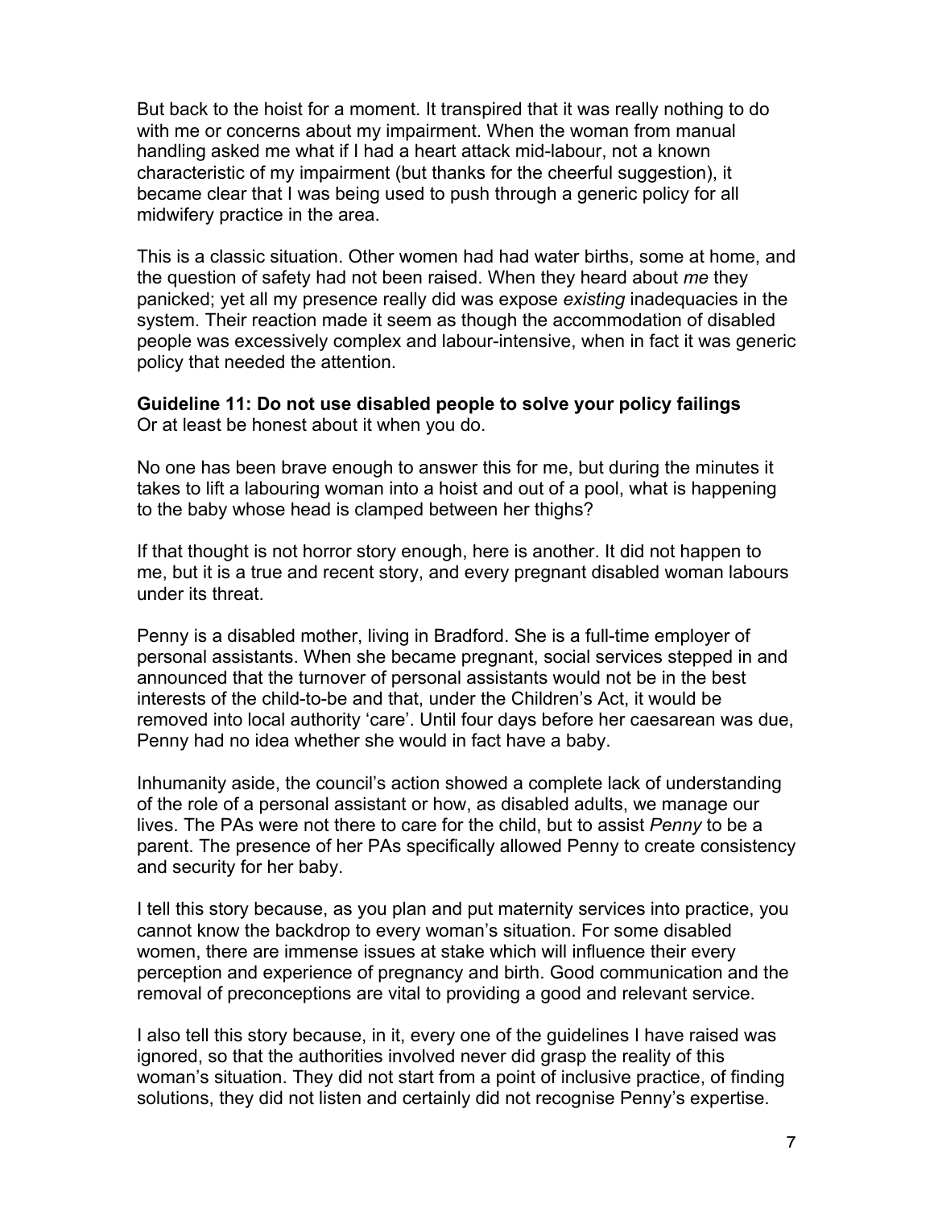But back to the hoist for a moment. It transpired that it was really nothing to do with me or concerns about my impairment. When the woman from manual handling asked me what if I had a heart attack mid-labour, not a known characteristic of my impairment (but thanks for the cheerful suggestion), it became clear that I was being used to push through a generic policy for all midwifery practice in the area.

This is a classic situation. Other women had had water births, some at home, and the question of safety had not been raised. When they heard about *me* they panicked; yet all my presence really did was expose *existing* inadequacies in the system. Their reaction made it seem as though the accommodation of disabled people was excessively complex and labour-intensive, when in fact it was generic policy that needed the attention.

**Guideline 11: Do not use disabled people to solve your policy failings**
Or at least be honest about it when you do.

No one has been brave enough to answer this for me, but during the minutes it takes to lift a labouring woman into a hoist and out of a pool, what is happening to the baby whose head is clamped between her thighs?

If that thought is not horror story enough, here is another. It did not happen to me, but it is a true and recent story, and every pregnant disabled woman labours under its threat.

Penny is a disabled mother, living in Bradford. She is a full-time employer of personal assistants. When she became pregnant, social services stepped in and announced that the turnover of personal assistants would not be in the best interests of the child-to-be and that, under the Children's Act, it would be removed into local authority 'care'. Until four days before her caesarean was due, Penny had no idea whether she would in fact have a baby.

Inhumanity aside, the council's action showed a complete lack of understanding of the role of a personal assistant or how, as disabled adults, we manage our lives. The PAs were not there to care for the child, but to assist *Penny* to be a parent. The presence of her PAs specifically allowed Penny to create consistency and security for her baby.

I tell this story because, as you plan and put maternity services into practice, you cannot know the backdrop to every woman's situation. For some disabled women, there are immense issues at stake which will influence their every perception and experience of pregnancy and birth. Good communication and the removal of preconceptions are vital to providing a good and relevant service.

I also tell this story because, in it, every one of the guidelines I have raised was ignored, so that the authorities involved never did grasp the reality of this woman's situation. They did not start from a point of inclusive practice, of finding solutions, they did not listen and certainly did not recognise Penny's expertise.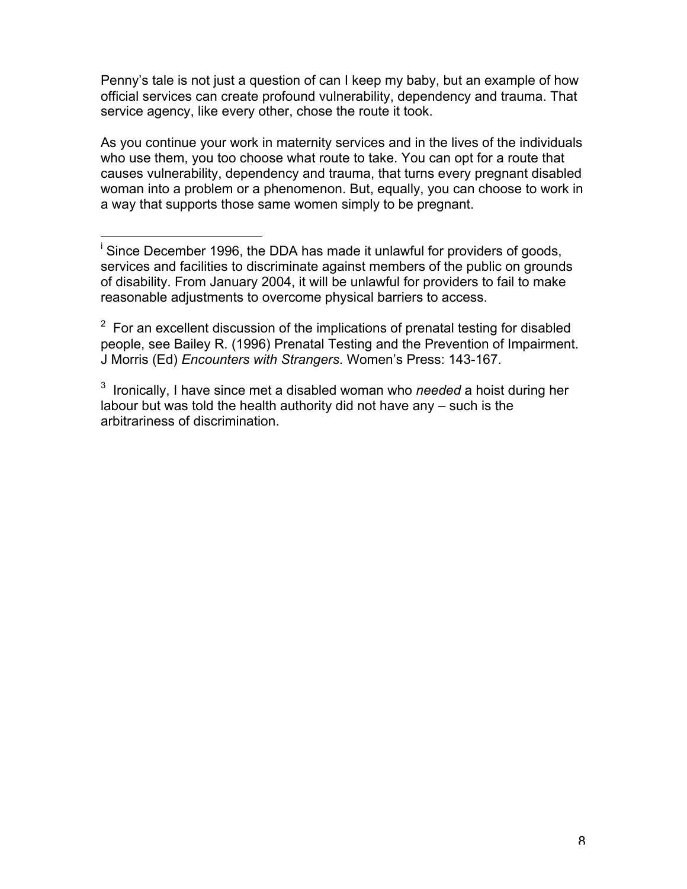Penny's tale is not just a question of can I keep my baby, but an example of how official services can create profound vulnerability, dependency and trauma. That service agency, like every other, chose the route it took.

As you continue your work in maternity services and in the lives of the individuals who use them, you too choose what route to take. You can opt for a route that causes vulnerability, dependency and trauma, that turns every pregnant disabled woman into a problem or a phenomenon. But, equally, you can choose to work in a way that supports those same women simply to be pregnant.

---

[i] Since December 1996, the DDA has made it unlawful for providers of goods, services and facilities to discriminate against members of the public on grounds of disability. From January 2004, it will be unlawful for providers to fail to make reasonable adjustments to overcome physical barriers to access.

[2] For an excellent discussion of the implications of prenatal testing for disabled people, see Bailey R. (1996) Prenatal Testing and the Prevention of Impairment. J Morris (Ed) *Encounters with Strangers*. Women's Press: 143-167.

[3] Ironically, I have since met a disabled woman who *needed* a hoist during her labour but was told the health authority did not have any – such is the arbitrariness of discrimination.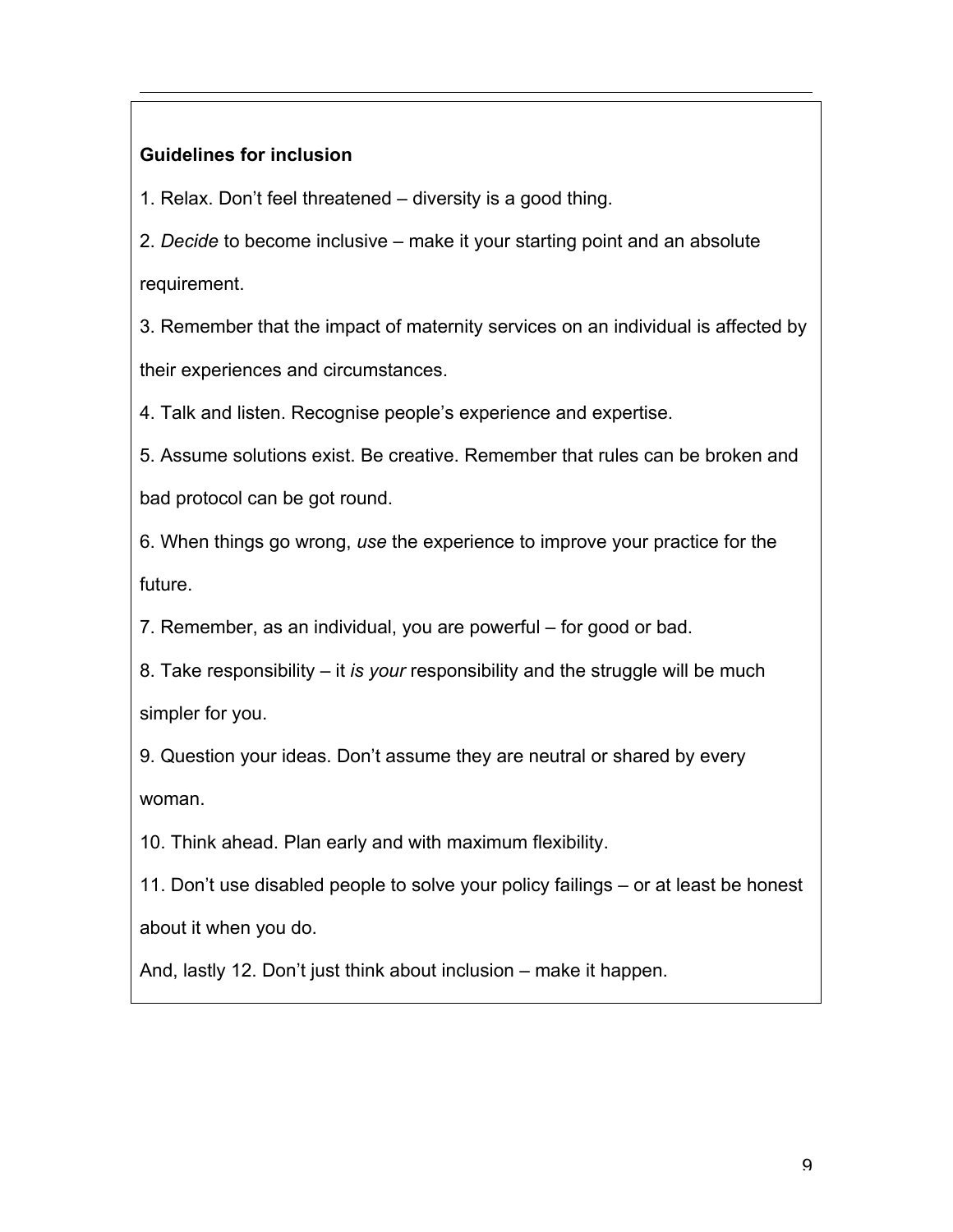**Guidelines for inclusion**

1. Relax. Don't feel threatened – diversity is a good thing.

2. *Decide* to become inclusive – make it your starting point and an absolute requirement.

3. Remember that the impact of maternity services on an individual is affected by their experiences and circumstances.

4. Talk and listen. Recognise people's experience and expertise.

5. Assume solutions exist. Be creative. Remember that rules can be broken and bad protocol can be got round.

6. When things go wrong, *use* the experience to improve your practice for the future.

7. Remember, as an individual, you are powerful – for good or bad.

8. Take responsibility – it *is your* responsibility and the struggle will be much simpler for you.

9. Question your ideas. Don't assume they are neutral or shared by every woman.

10. Think ahead. Plan early and with maximum flexibility.

11. Don't use disabled people to solve your policy failings – or at least be honest about it when you do.

And, lastly 12. Don't just think about inclusion – make it happen.